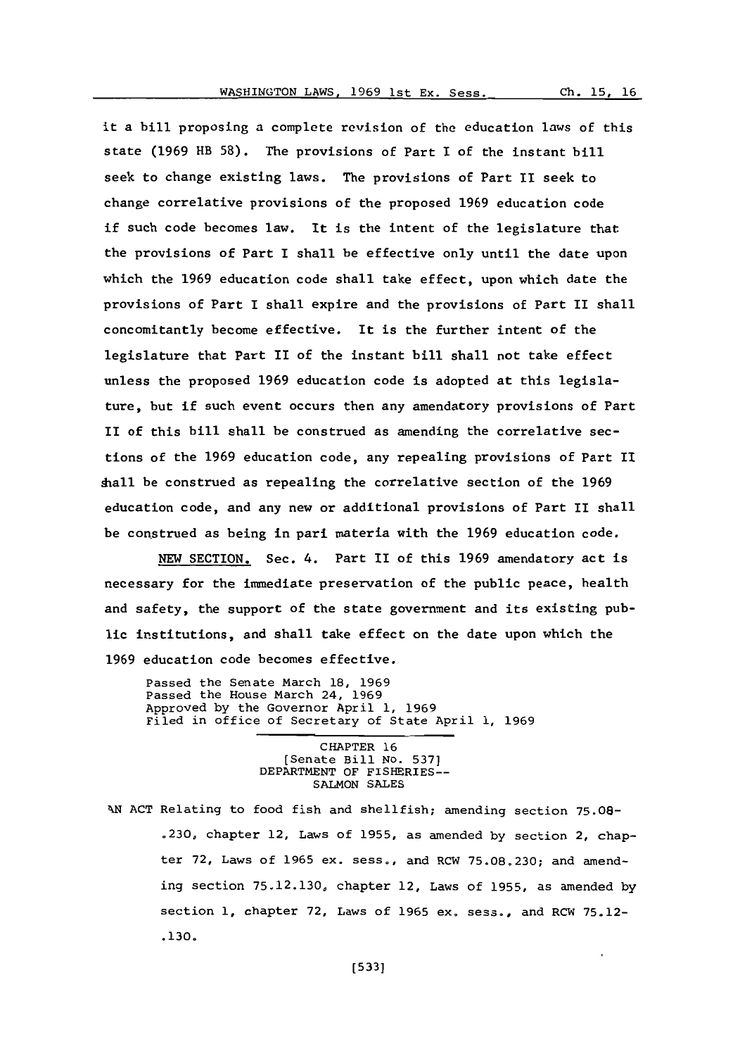it a bill proposing a complete revision of the education laws of this state (1969 HB 58). The provisions of Part I of the instant bill seek to change existing laws. The provisions of Part II seek to change correlative provisions of the proposed 1969 education code if such code becomes law. It is the intent of the legislature that the provisions of Part I shall be effective only until the date upon which the 1969 education code shall take effect, upon which date the provisions of Part I shall expire and the provisions of Part II shall concomitantly become effective. It is the further intent of the legislature that Part II of the instant bill shall not take effect unless the proposed 1969 education code is adopted at this legislature, but if such event occurs then any amendatory provisions of Part II of this bill shall be construed as amending the correlative sections of the 1969 education code, any repealing provisions of Part II shall be construed as repealing the correlative section of the 1969 education code, and any new or additional provisions of Part II shall be construed as being in pari materia with the 1969 education code.

NEW SECTION. Sec. 4. Part II of this 1969 amendatory act is necessary for the immediate preservation of the public peace, health and safety, the support of the state government and its existing public institutions, and shall take effect on the date upon which the 1969 education code becomes effective.

Passed the Senate March 18, 1969
Passed the House March 24, 1969
Approved by the Governor April 1, 1969
Filed in office of Secretary of State April 1, 1969

CHAPTER 16
[Senate Bill No. 537]
DEPARTMENT OF FISHERIES--
SALMON SALES

AN ACT Relating to food fish and shellfish; amending section 75.08-.230, chapter 12, Laws of 1955, as amended by section 2, chapter 72, Laws of 1965 ex. sess., and RCW 75.08.230; and amending section 75.12.130, chapter 12, Laws of 1955, as amended by section 1, chapter 72, Laws of 1965 ex. sess., and RCW 75.12-.130.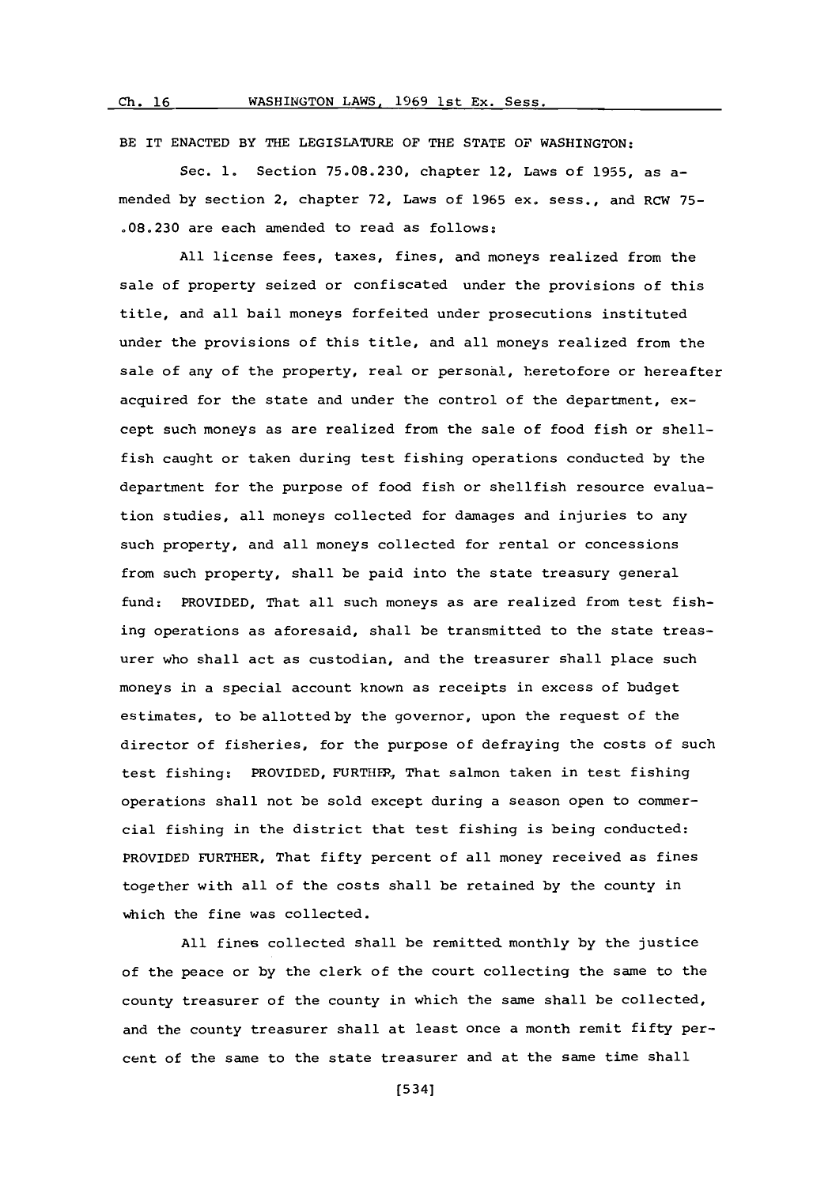BE IT ENACTED BY THE LEGISLATURE OF THE STATE OF WASHINGTON:

Sec. 1. Section 75.08.230, chapter 12, Laws of 1955, as amended by section 2, chapter 72, Laws of 1965 ex. sess., and RCW 75-.08.230 are each amended to read as follows:

All license fees, taxes, fines, and moneys realized from the sale of property seized or confiscated under the provisions of this title, and all bail moneys forfeited under prosecutions instituted under the provisions of this title, and all moneys realized from the sale of any of the property, real or personal, heretofore or hereafter acquired for the state and under the control of the department, except such moneys as are realized from the sale of food fish or shellfish caught or taken during test fishing operations conducted by the department for the purpose of food fish or shellfish resource evaluation studies, all moneys collected for damages and injuries to any such property, and all moneys collected for rental or concessions from such property, shall be paid into the state treasury general fund: PROVIDED, That all such moneys as are realized from test fishing operations as aforesaid, shall be transmitted to the state treasurer who shall act as custodian, and the treasurer shall place such moneys in a special account known as receipts in excess of budget estimates, to be allotted by the governor, upon the request of the director of fisheries, for the purpose of defraying the costs of such test fishing: PROVIDED, FURTHER, That salmon taken in test fishing operations shall not be sold except during a season open to commercial fishing in the district that test fishing is being conducted: PROVIDED FURTHER, That fifty percent of all money received as fines together with all of the costs shall be retained by the county in which the fine was collected.

All fines collected shall be remitted monthly by the justice of the peace or by the clerk of the court collecting the same to the county treasurer of the county in which the same shall be collected, and the county treasurer shall at least once a month remit fifty percent of the same to the state treasurer and at the same time shall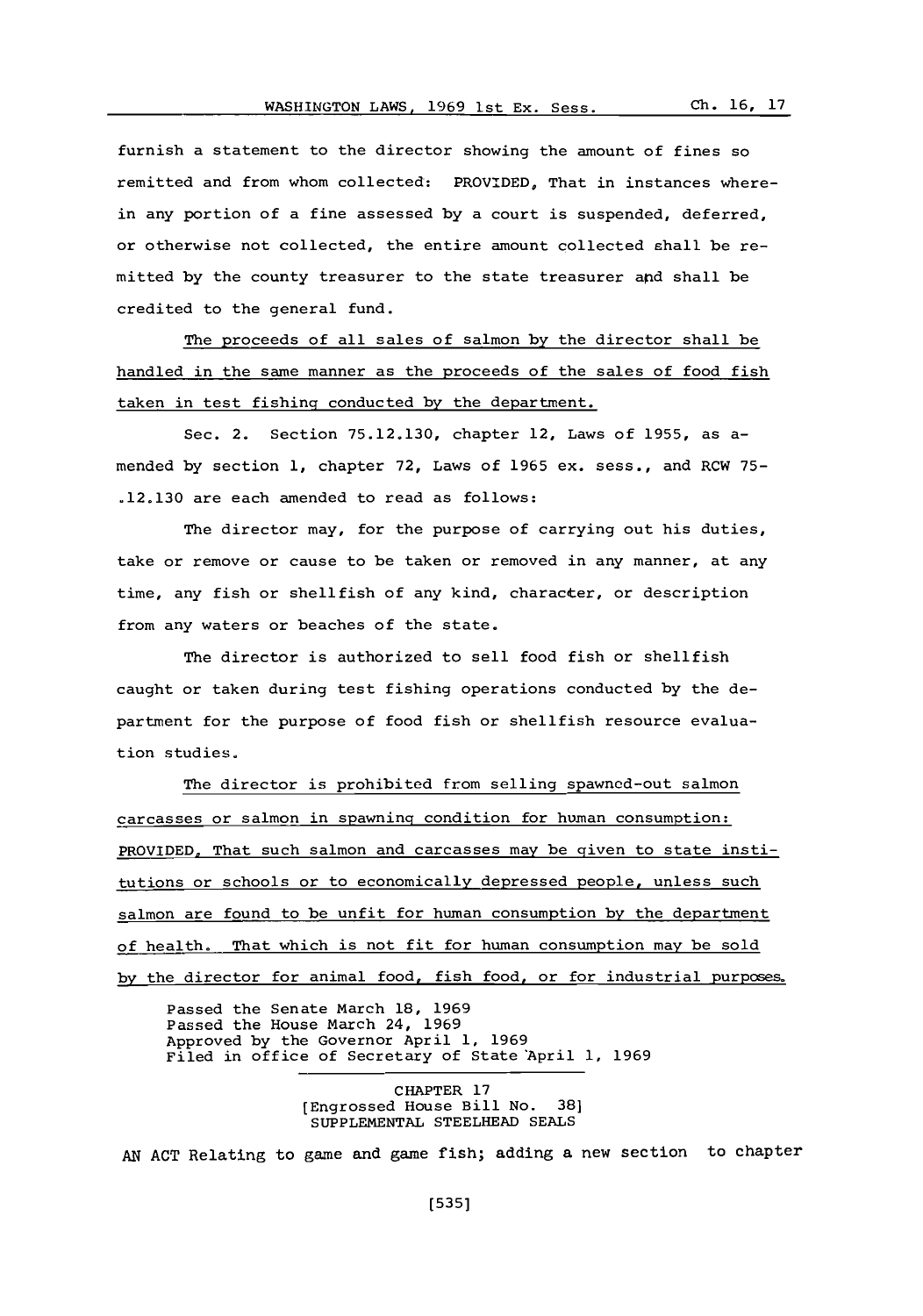furnish a statement to the director showing the amount of fines so remitted and from whom collected: PROVIDED, That in instances wherein any portion of a fine assessed by a court is suspended, deferred, or otherwise not collected, the entire amount collected shall be remitted by the county treasurer to the state treasurer and shall be credited to the general fund.

The proceeds of all sales of salmon by the director shall be handled in the same manner as the proceeds of the sales of food fish taken in test fishing conducted by the department.

Sec. 2. Section 75.12.130, chapter 12, Laws of 1955, as amended by section 1, chapter 72, Laws of 1965 ex. sess., and RCW 75-.12.130 are each amended to read as follows:

The director may, for the purpose of carrying out his duties, take or remove or cause to be taken or removed in any manner, at any time, any fish or shellfish of any kind, character, or description from any waters or beaches of the state.

The director is authorized to sell food fish or shellfish caught or taken during test fishing operations conducted by the department for the purpose of food fish or shellfish resource evaluation studies.

The director is prohibited from selling spawned-out salmon carcasses or salmon in spawning condition for human consumption: PROVIDED, That such salmon and carcasses may be given to state institutions or schools or to economically depressed people, unless such salmon are found to be unfit for human consumption by the department of health. That which is not fit for human consumption may be sold by the director for animal food, fish food, or for industrial purposes.

Passed the Senate March 18, 1969
Passed the House March 24, 1969
Approved by the Governor April 1, 1969
Filed in office of Secretary of State April 1, 1969

CHAPTER 17
[Engrossed House Bill No. 38]
SUPPLEMENTAL STEELHEAD SEALS

AN ACT Relating to game and game fish; adding a new section to chapter